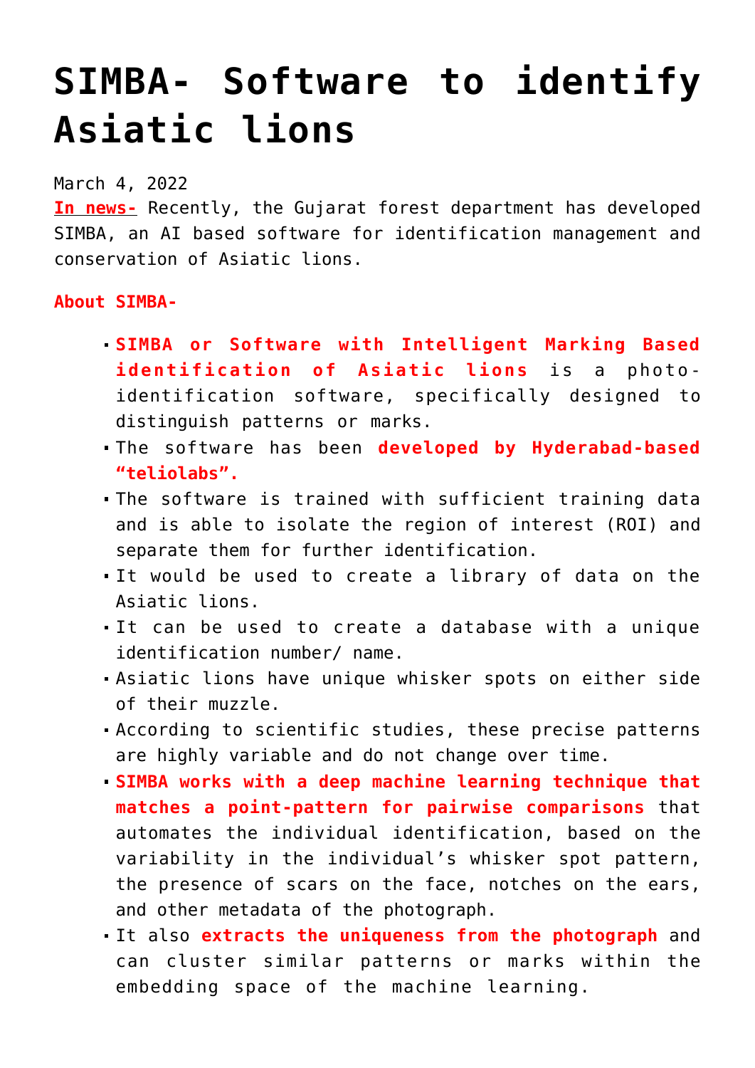# SIMBA- Software to identify Asiatic lions

March 4, 2022

**In news-** Recently, the Gujarat forest department has developed SIMBA, an AI based software for identification management and conservation of Asiatic lions.

**About SIMBA-**

- **SIMBA or Software with Intelligent Marking Based identification of Asiatic lions** is a photo-identification software, specifically designed to distinguish patterns or marks.
- The software has been **developed by Hyderabad-based "teliolabs".**
- The software is trained with sufficient training data and is able to isolate the region of interest (ROI) and separate them for further identification.
- It would be used to create a library of data on the Asiatic lions.
- It can be used to create a database with a unique identification number/ name.
- Asiatic lions have unique whisker spots on either side of their muzzle.
- According to scientific studies, these precise patterns are highly variable and do not change over time.
- **SIMBA works with a deep machine learning technique that matches a point-pattern for pairwise comparisons** that automates the individual identification, based on the variability in the individual's whisker spot pattern, the presence of scars on the face, notches on the ears, and other metadata of the photograph.
- It also **extracts the uniqueness from the photograph** and can cluster similar patterns or marks within the embedding space of the machine learning.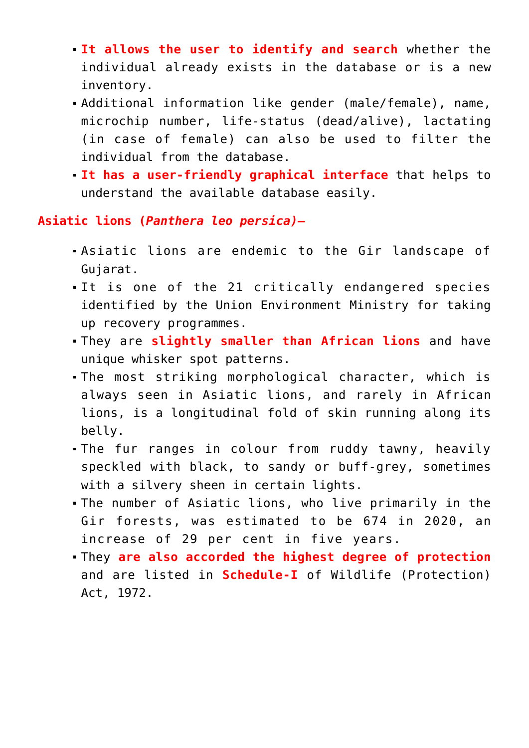- **It allows the user to identify and search** whether the individual already exists in the database or is a new inventory.
- Additional information like gender (male/female), name, microchip number, life-status (dead/alive), lactating (in case of female) can also be used to filter the individual from the database.
- **It has a user-friendly graphical interface** that helps to understand the available database easily.

**Asiatic lions (*Panthera leo persica*)–**

- Asiatic lions are endemic to the Gir landscape of Gujarat.
- It is one of the 21 critically endangered species identified by the Union Environment Ministry for taking up recovery programmes.
- They are **slightly smaller than African lions** and have unique whisker spot patterns.
- The most striking morphological character, which is always seen in Asiatic lions, and rarely in African lions, is a longitudinal fold of skin running along its belly.
- The fur ranges in colour from ruddy tawny, heavily speckled with black, to sandy or buff-grey, sometimes with a silvery sheen in certain lights.
- The number of Asiatic lions, who live primarily in the Gir forests, was estimated to be 674 in 2020, an increase of 29 per cent in five years.
- They **are also accorded the highest degree of protection** and are listed in **Schedule-I** of Wildlife (Protection) Act, 1972.